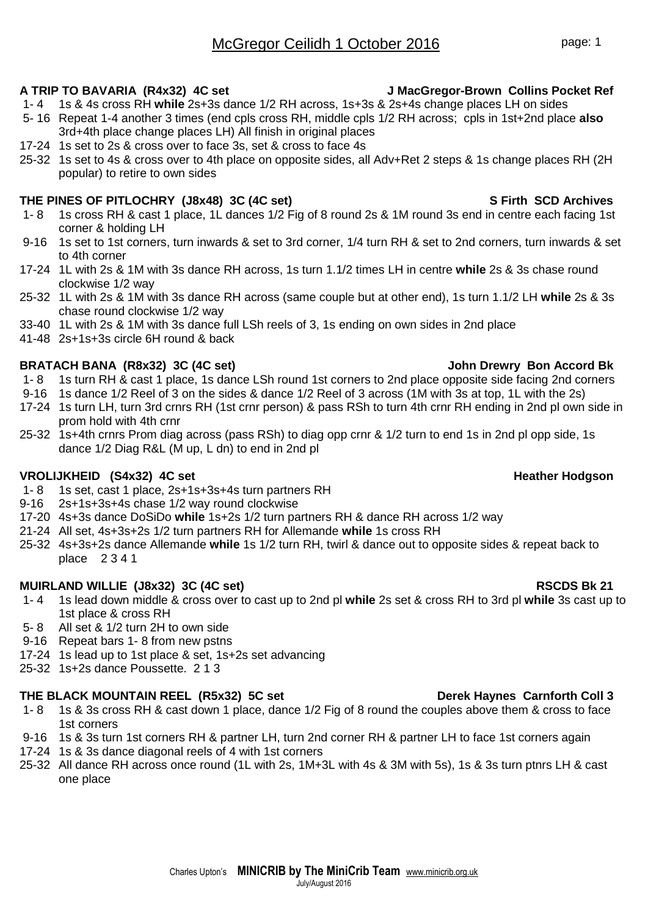# McGregor Ceilidh 1 October 2016

**A TRIP TO BAVARIA (R4x32) 4C set** — **J MacGregor-Brown Collins Pocket Ref**

- 1- 4 1s & 4s cross RH **while** 2s+3s dance 1/2 RH across, 1s+3s & 2s+4s change places LH on sides
- 5- 16 Repeat 1-4 another 3 times (end cpls cross RH, middle cpls 1/2 RH across; cpls in 1st+2nd place **also** 3rd+4th place change places LH) All finish in original places
- 17-24 1s set to 2s & cross over to face 3s, set & cross to face 4s
- 25-32 1s set to 4s & cross over to 4th place on opposite sides, all Adv+Ret 2 steps & 1s change places RH (2H popular) to retire to own sides

**THE PINES OF PITLOCHRY (J8x48) 3C (4C set)** — **S Firth SCD Archives**

- 1- 8 1s cross RH & cast 1 place, 1L dances 1/2 Fig of 8 round 2s & 1M round 3s end in centre each facing 1st corner & holding LH
- 9-16 1s set to 1st corners, turn inwards & set to 3rd corner, 1/4 turn RH & set to 2nd corners, turn inwards & set to 4th corner
- 17-24 1L with 2s & 1M with 3s dance RH across, 1s turn 1.1/2 times LH in centre **while** 2s & 3s chase round clockwise 1/2 way
- 25-32 1L with 2s & 1M with 3s dance RH across (same couple but at other end), 1s turn 1.1/2 LH **while** 2s & 3s chase round clockwise 1/2 way
- 33-40 1L with 2s & 1M with 3s dance full LSh reels of 3, 1s ending on own sides in 2nd place
- 41-48 2s+1s+3s circle 6H round & back

**BRATACH BANA (R8x32) 3C (4C set)** — **John Drewry Bon Accord Bk**

- 1- 8 1s turn RH & cast 1 place, 1s dance LSh round 1st corners to 2nd place opposite side facing 2nd corners
- 9-16 1s dance 1/2 Reel of 3 on the sides & dance 1/2 Reel of 3 across (1M with 3s at top, 1L with the 2s)
- 17-24 1s turn LH, turn 3rd crnrs RH (1st crnr person) & pass RSh to turn 4th crnr RH ending in 2nd pl own side in prom hold with 4th crnr
- 25-32 1s+4th crnrs Prom diag across (pass RSh) to diag opp crnr & 1/2 turn to end 1s in 2nd pl opp side, 1s dance 1/2 Diag R&L (M up, L dn) to end in 2nd pl

**VROLIJKHEID (S4x32) 4C set** — **Heather Hodgson**

- 1- 8 1s set, cast 1 place, 2s+1s+3s+4s turn partners RH
- 9-16 2s+1s+3s+4s chase 1/2 way round clockwise
- 17-20 4s+3s dance DoSiDo **while** 1s+2s 1/2 turn partners RH & dance RH across 1/2 way
- 21-24 All set, 4s+3s+2s 1/2 turn partners RH for Allemande **while** 1s cross RH
- 25-32 4s+3s+2s dance Allemande **while** 1s 1/2 turn RH, twirl & dance out to opposite sides & repeat back to place 2 3 4 1

**MUIRLAND WILLIE (J8x32) 3C (4C set)** — **RSCDS Bk 21**

- 1- 4 1s lead down middle & cross over to cast up to 2nd pl **while** 2s set & cross RH to 3rd pl **while** 3s cast up to 1st place & cross RH
- 5- 8 All set & 1/2 turn 2H to own side
- 9-16 Repeat bars 1- 8 from new pstns
- 17-24 1s lead up to 1st place & set, 1s+2s set advancing
- 25-32 1s+2s dance Poussette. 2 1 3

**THE BLACK MOUNTAIN REEL (R5x32) 5C set** — **Derek Haynes Carnforth Coll 3**

- 1- 8 1s & 3s cross RH & cast down 1 place, dance 1/2 Fig of 8 round the couples above them & cross to face 1st corners
- 9-16 1s & 3s turn 1st corners RH & partner LH, turn 2nd corner RH & partner LH to face 1st corners again
- 17-24 1s & 3s dance diagonal reels of 4 with 1st corners
- 25-32 All dance RH across once round (1L with 2s, 1M+3L with 4s & 3M with 5s), 1s & 3s turn ptnrs LH & cast one place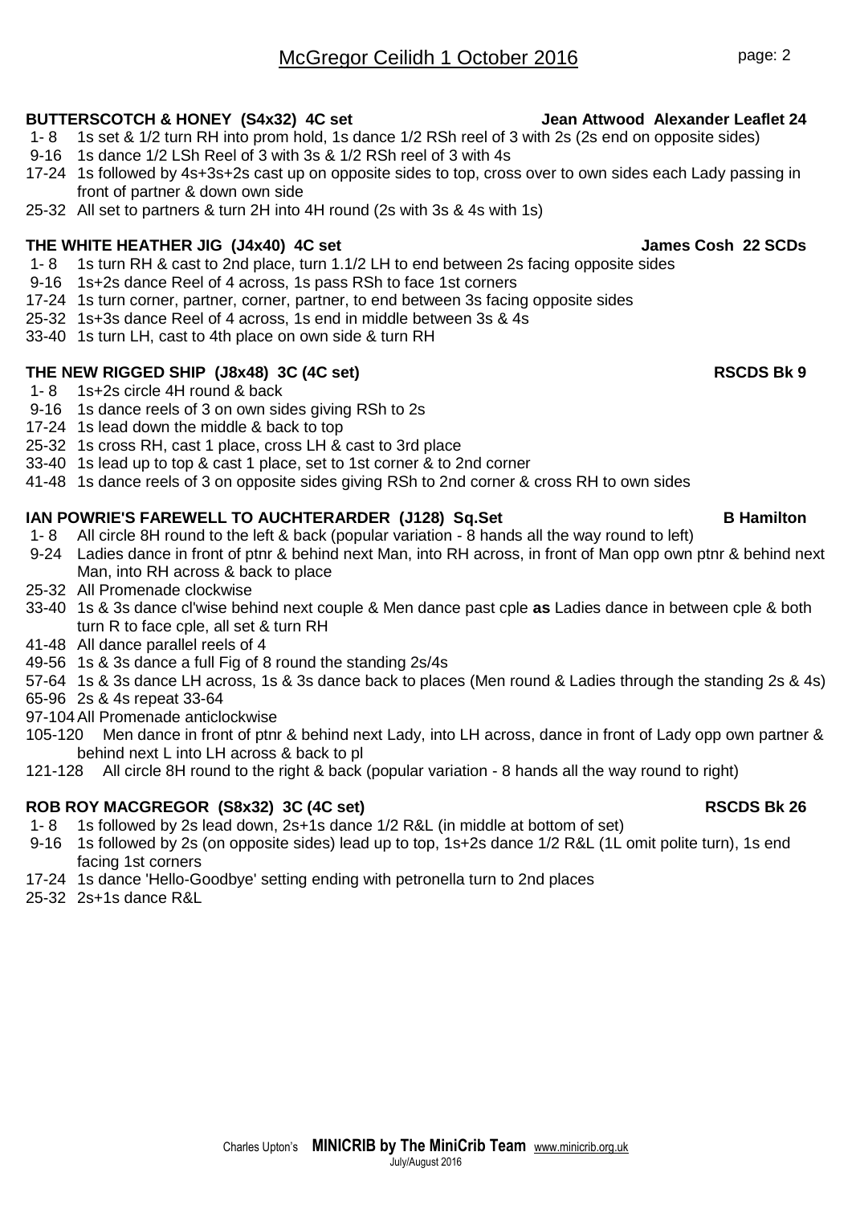# McGregor Ceilidh 1 October 2016

**BUTTERSCOTCH & HONEY (S4x32) 4C set** — **Jean Attwood Alexander Leaflet 24**

- 1- 8 1s set & 1/2 turn RH into prom hold, 1s dance 1/2 RSh reel of 3 with 2s (2s end on opposite sides)
- 9-16 1s dance 1/2 LSh Reel of 3 with 3s & 1/2 RSh reel of 3 with 4s
- 17-24 1s followed by 4s+3s+2s cast up on opposite sides to top, cross over to own sides each Lady passing in front of partner & down own side
- 25-32 All set to partners & turn 2H into 4H round (2s with 3s & 4s with 1s)

**THE WHITE HEATHER JIG (J4x40) 4C set** — **James Cosh 22 SCDs**

- 1- 8 1s turn RH & cast to 2nd place, turn 1.1/2 LH to end between 2s facing opposite sides
- 9-16 1s+2s dance Reel of 4 across, 1s pass RSh to face 1st corners
- 17-24 1s turn corner, partner, corner, partner, to end between 3s facing opposite sides
- 25-32 1s+3s dance Reel of 4 across, 1s end in middle between 3s & 4s
- 33-40 1s turn LH, cast to 4th place on own side & turn RH

**THE NEW RIGGED SHIP (J8x48) 3C (4C set)** — **RSCDS Bk 9**

- 1- 8 1s+2s circle 4H round & back
- 9-16 1s dance reels of 3 on own sides giving RSh to 2s
- 17-24 1s lead down the middle & back to top
- 25-32 1s cross RH, cast 1 place, cross LH & cast to 3rd place
- 33-40 1s lead up to top & cast 1 place, set to 1st corner & to 2nd corner
- 41-48 1s dance reels of 3 on opposite sides giving RSh to 2nd corner & cross RH to own sides

**IAN POWRIE'S FAREWELL TO AUCHTERARDER (J128) Sq.Set** — **B Hamilton**

- 1- 8 All circle 8H round to the left & back (popular variation - 8 hands all the way round to left)
- 9-24 Ladies dance in front of ptnr & behind next Man, into RH across, in front of Man opp own ptnr & behind next Man, into RH across & back to place
- 25-32 All Promenade clockwise
- 33-40 1s & 3s dance cl'wise behind next couple & Men dance past cple **as** Ladies dance in between cple & both turn R to face cple, all set & turn RH
- 41-48 All dance parallel reels of 4
- 49-56 1s & 3s dance a full Fig of 8 round the standing 2s/4s
- 57-64 1s & 3s dance LH across, 1s & 3s dance back to places (Men round & Ladies through the standing 2s & 4s)
- 65-96 2s & 4s repeat 33-64
- 97-104 All Promenade anticlockwise
- 105-120 Men dance in front of ptnr & behind next Lady, into LH across, dance in front of Lady opp own partner & behind next L into LH across & back to pl
- 121-128 All circle 8H round to the right & back (popular variation - 8 hands all the way round to right)

**ROB ROY MACGREGOR (S8x32) 3C (4C set)** — **RSCDS Bk 26**

- 1- 8 1s followed by 2s lead down, 2s+1s dance 1/2 R&L (in middle at bottom of set)
- 9-16 1s followed by 2s (on opposite sides) lead up to top, 1s+2s dance 1/2 R&L (1L omit polite turn), 1s end facing 1st corners
- 17-24 1s dance 'Hello-Goodbye' setting ending with petronella turn to 2nd places
- 25-32 2s+1s dance R&L

Charles Upton's **MINICRIB by The MiniCrib Team** www.minicrib.org.uk
July/August 2016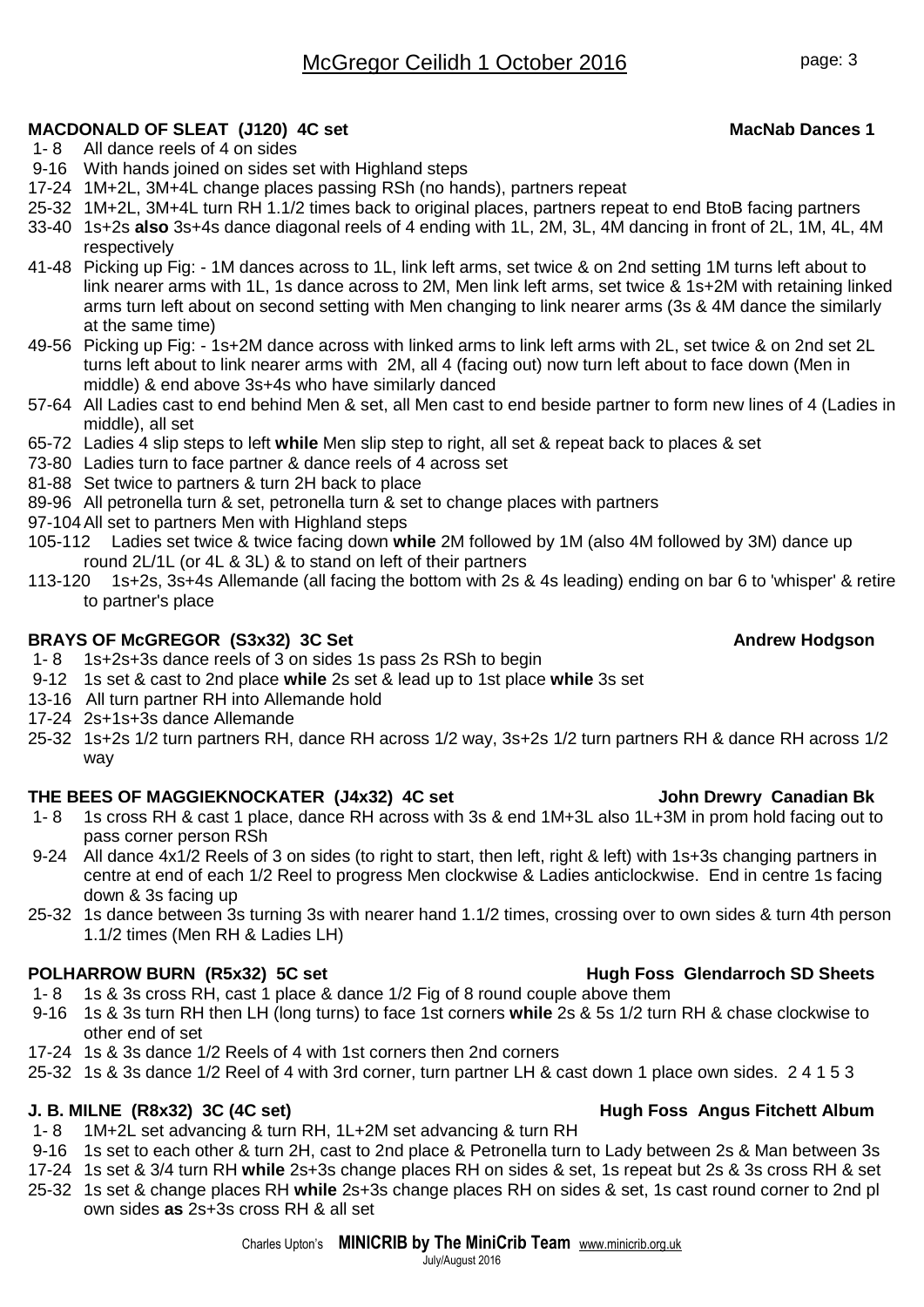# McGregor Ceilidh 1 October 2016

**MACDONALD OF SLEAT (J120) 4C set** **MacNab Dances 1**

1- 8 All dance reels of 4 on sides
9-16 With hands joined on sides set with Highland steps
17-24 1M+2L, 3M+4L change places passing RSh (no hands), partners repeat
25-32 1M+2L, 3M+4L turn RH 1.1/2 times back to original places, partners repeat to end BtoB facing partners
33-40 1s+2s **also** 3s+4s dance diagonal reels of 4 ending with 1L, 2M, 3L, 4M dancing in front of 2L, 1M, 4L, 4M respectively
41-48 Picking up Fig: - 1M dances across to 1L, link left arms, set twice & on 2nd setting 1M turns left about to link nearer arms with 1L, 1s dance across to 2M, Men link left arms, set twice & 1s+2M with retaining linked arms turn left about on second setting with Men changing to link nearer arms (3s & 4M dance the similarly at the same time)
49-56 Picking up Fig: - 1s+2M dance across with linked arms to link left arms with 2L, set twice & on 2nd set 2L turns left about to link nearer arms with 2M, all 4 (facing out) now turn left about to face down (Men in middle) & end above 3s+4s who have similarly danced
57-64 All Ladies cast to end behind Men & set, all Men cast to end beside partner to form new lines of 4 (Ladies in middle), all set
65-72 Ladies 4 slip steps to left **while** Men slip step to right, all set & repeat back to places & set
73-80 Ladies turn to face partner & dance reels of 4 across set
81-88 Set twice to partners & turn 2H back to place
89-96 All petronella turn & set, petronella turn & set to change places with partners
97-104 All set to partners Men with Highland steps
105-112 Ladies set twice & twice facing down **while** 2M followed by 1M (also 4M followed by 3M) dance up round 2L/1L (or 4L & 3L) & to stand on left of their partners
113-120 1s+2s, 3s+4s Allemande (all facing the bottom with 2s & 4s leading) ending on bar 6 to 'whisper' & retire to partner's place

**BRAYS OF McGREGOR (S3x32) 3C Set** **Andrew Hodgson**

1- 8 1s+2s+3s dance reels of 3 on sides 1s pass 2s RSh to begin
9-12 1s set & cast to 2nd place **while** 2s set & lead up to 1st place **while** 3s set
13-16 All turn partner RH into Allemande hold
17-24 2s+1s+3s dance Allemande
25-32 1s+2s 1/2 turn partners RH, dance RH across 1/2 way, 3s+2s 1/2 turn partners RH & dance RH across 1/2 way

**THE BEES OF MAGGIEKNOCKATER (J4x32) 4C set** **John Drewry Canadian Bk**

1- 8 1s cross RH & cast 1 place, dance RH across with 3s & end 1M+3L also 1L+3M in prom hold facing out to pass corner person RSh
9-24 All dance 4x1/2 Reels of 3 on sides (to right to start, then left, right & left) with 1s+3s changing partners in centre at end of each 1/2 Reel to progress Men clockwise & Ladies anticlockwise. End in centre 1s facing down & 3s facing up
25-32 1s dance between 3s turning 3s with nearer hand 1.1/2 times, crossing over to own sides & turn 4th person 1.1/2 times (Men RH & Ladies LH)

**POLHARROW BURN (R5x32) 5C set** **Hugh Foss Glendarroch SD Sheets**

1- 8 1s & 3s cross RH, cast 1 place & dance 1/2 Fig of 8 round couple above them
9-16 1s & 3s turn RH then LH (long turns) to face 1st corners **while** 2s & 5s 1/2 turn RH & chase clockwise to other end of set
17-24 1s & 3s dance 1/2 Reels of 4 with 1st corners then 2nd corners
25-32 1s & 3s dance 1/2 Reel of 4 with 3rd corner, turn partner LH & cast down 1 place own sides. 2 4 1 5 3

**J. B. MILNE (R8x32) 3C (4C set)** **Hugh Foss Angus Fitchett Album**

1- 8 1M+2L set advancing & turn RH, 1L+2M set advancing & turn RH
9-16 1s set to each other & turn 2H, cast to 2nd place & Petronella turn to Lady between 2s & Man between 3s
17-24 1s set & 3/4 turn RH **while** 2s+3s change places RH on sides & set, 1s repeat but 2s & 3s cross RH & set
25-32 1s set & change places RH **while** 2s+3s change places RH on sides & set, 1s cast round corner to 2nd pl own sides **as** 2s+3s cross RH & all set

Charles Upton's **MINICRIB by The MiniCrib Team** www.minicrib.org.uk
July/August 2016